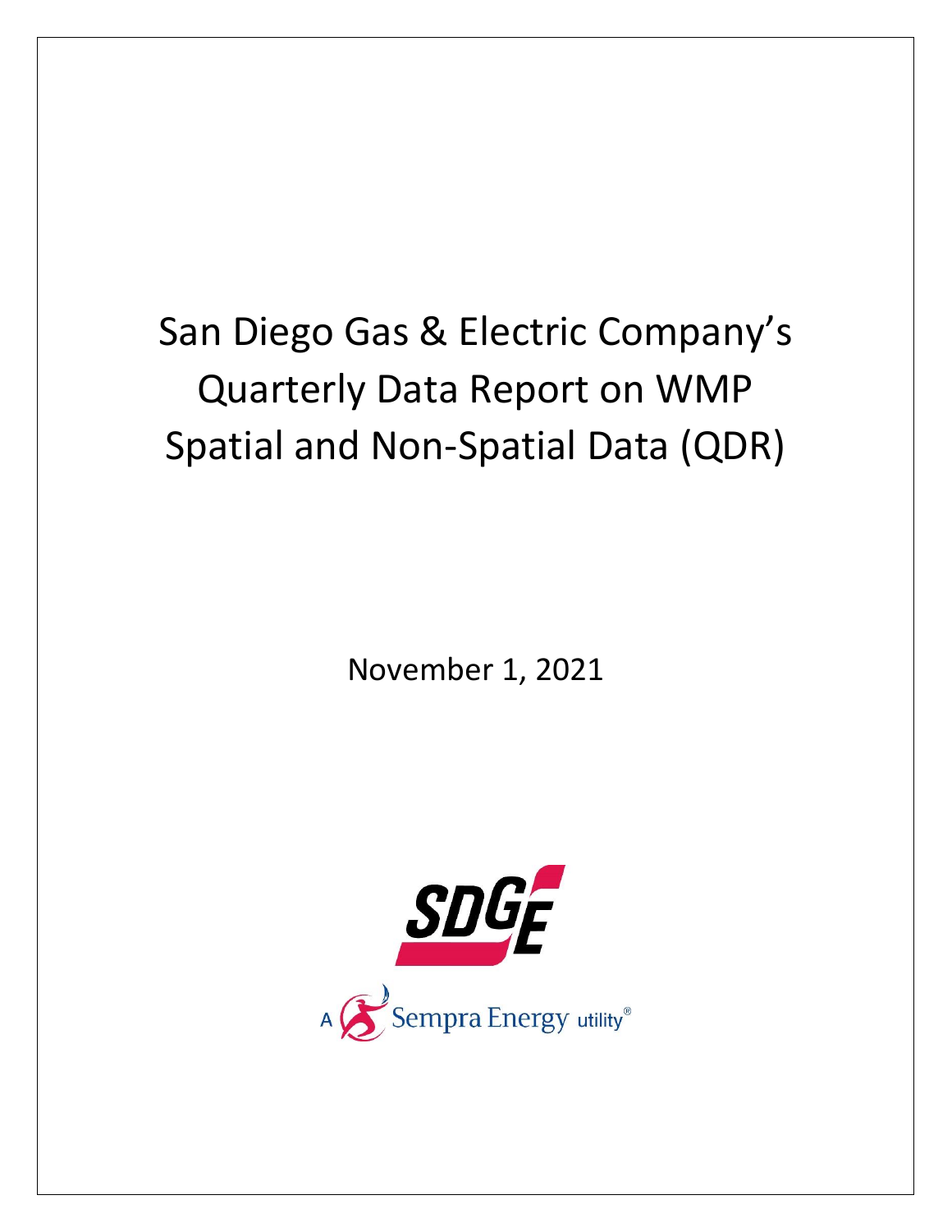# San Diego Gas & Electric Company's Quarterly Data Report on WMP Spatial and Non-Spatial Data (QDR)

November 1, 2021

SDGE

A Sempra Energy utility®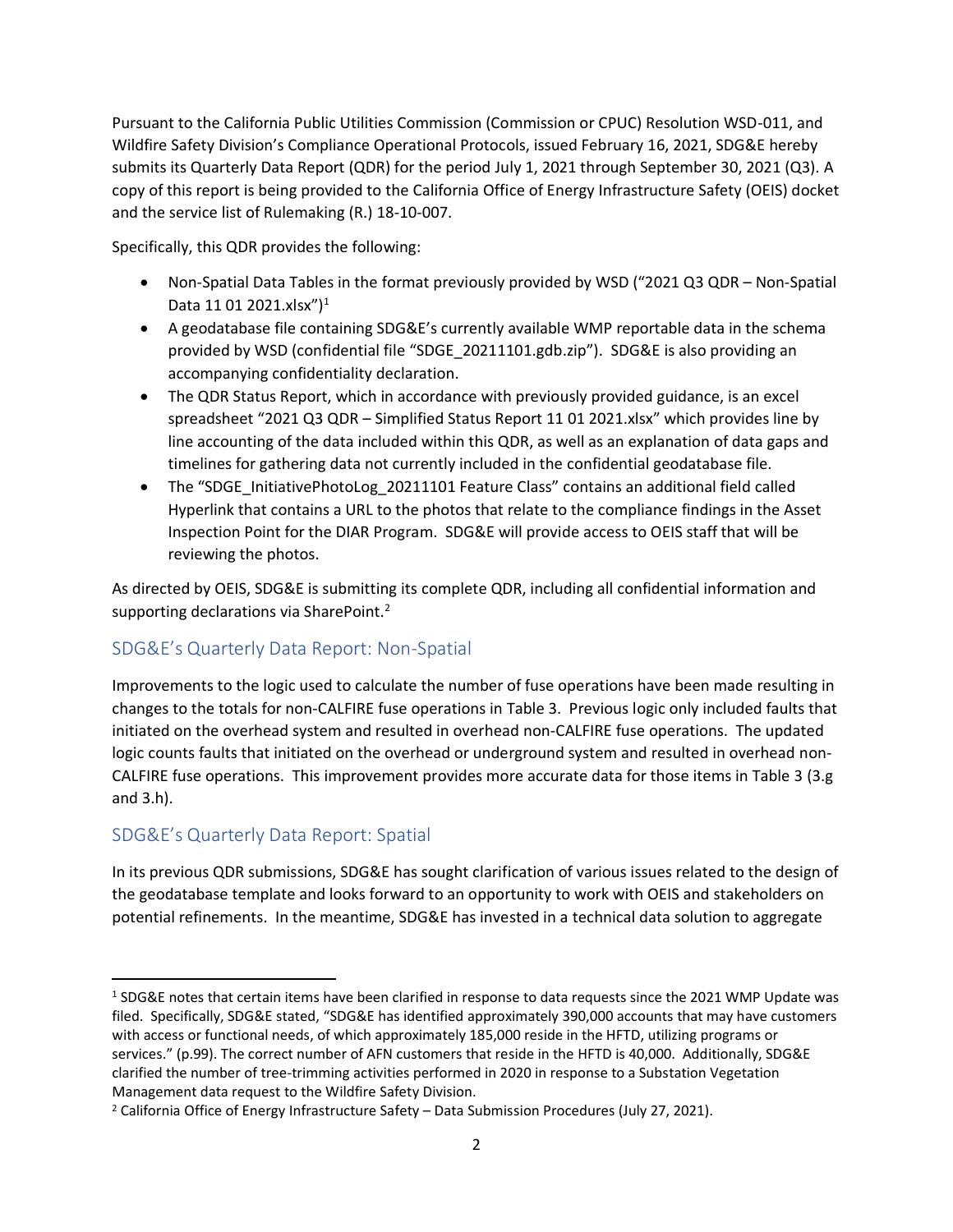Pursuant to the California Public Utilities Commission (Commission or CPUC) Resolution WSD-011, and Wildfire Safety Division's Compliance Operational Protocols, issued February 16, 2021, SDG&E hereby submits its Quarterly Data Report (QDR) for the period July 1, 2021 through September 30, 2021 (Q3). A copy of this report is being provided to the California Office of Energy Infrastructure Safety (OEIS) docket and the service list of Rulemaking (R.) 18-10-007.

Specifically, this QDR provides the following:

- Non-Spatial Data Tables in the format previously provided by WSD ("2021 Q3 QDR – Non-Spatial Data 11 01 2021.xlsx")[1]
- A geodatabase file containing SDG&E's currently available WMP reportable data in the schema provided by WSD (confidential file "SDGE_20211101.gdb.zip"). SDG&E is also providing an accompanying confidentiality declaration.
- The QDR Status Report, which in accordance with previously provided guidance, is an excel spreadsheet "2021 Q3 QDR – Simplified Status Report 11 01 2021.xlsx" which provides line by line accounting of the data included within this QDR, as well as an explanation of data gaps and timelines for gathering data not currently included in the confidential geodatabase file.
- The "SDGE_InitiativePhotoLog_20211101 Feature Class" contains an additional field called Hyperlink that contains a URL to the photos that relate to the compliance findings in the Asset Inspection Point for the DIAR Program. SDG&E will provide access to OEIS staff that will be reviewing the photos.

As directed by OEIS, SDG&E is submitting its complete QDR, including all confidential information and supporting declarations via SharePoint.[2]

## SDG&E's Quarterly Data Report: Non-Spatial

Improvements to the logic used to calculate the number of fuse operations have been made resulting in changes to the totals for non-CALFIRE fuse operations in Table 3. Previous logic only included faults that initiated on the overhead system and resulted in overhead non-CALFIRE fuse operations. The updated logic counts faults that initiated on the overhead or underground system and resulted in overhead non-CALFIRE fuse operations. This improvement provides more accurate data for those items in Table 3 (3.g and 3.h).

## SDG&E's Quarterly Data Report: Spatial

In its previous QDR submissions, SDG&E has sought clarification of various issues related to the design of the geodatabase template and looks forward to an opportunity to work with OEIS and stakeholders on potential refinements. In the meantime, SDG&E has invested in a technical data solution to aggregate

---

[1] SDG&E notes that certain items have been clarified in response to data requests since the 2021 WMP Update was filed. Specifically, SDG&E stated, "SDG&E has identified approximately 390,000 accounts that may have customers with access or functional needs, of which approximately 185,000 reside in the HFTD, utilizing programs or services." (p.99). The correct number of AFN customers that reside in the HFTD is 40,000. Additionally, SDG&E clarified the number of tree-trimming activities performed in 2020 in response to a Substation Vegetation Management data request to the Wildfire Safety Division.

[2] California Office of Energy Infrastructure Safety – Data Submission Procedures (July 27, 2021).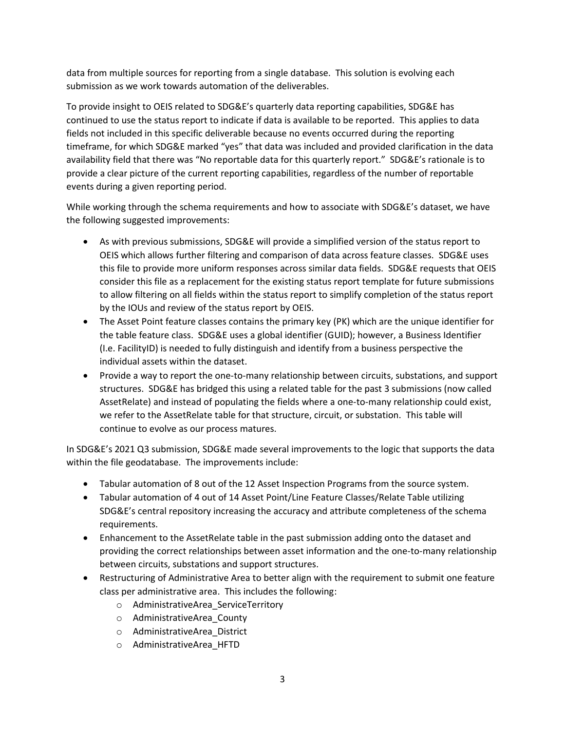data from multiple sources for reporting from a single database. This solution is evolving each submission as we work towards automation of the deliverables.

To provide insight to OEIS related to SDG&E's quarterly data reporting capabilities, SDG&E has continued to use the status report to indicate if data is available to be reported. This applies to data fields not included in this specific deliverable because no events occurred during the reporting timeframe, for which SDG&E marked "yes" that data was included and provided clarification in the data availability field that there was "No reportable data for this quarterly report." SDG&E's rationale is to provide a clear picture of the current reporting capabilities, regardless of the number of reportable events during a given reporting period.

While working through the schema requirements and how to associate with SDG&E's dataset, we have the following suggested improvements:

- As with previous submissions, SDG&E will provide a simplified version of the status report to OEIS which allows further filtering and comparison of data across feature classes. SDG&E uses this file to provide more uniform responses across similar data fields. SDG&E requests that OEIS consider this file as a replacement for the existing status report template for future submissions to allow filtering on all fields within the status report to simplify completion of the status report by the IOUs and review of the status report by OEIS.
- The Asset Point feature classes contains the primary key (PK) which are the unique identifier for the table feature class. SDG&E uses a global identifier (GUID); however, a Business Identifier (I.e. FacilityID) is needed to fully distinguish and identify from a business perspective the individual assets within the dataset.
- Provide a way to report the one-to-many relationship between circuits, substations, and support structures. SDG&E has bridged this using a related table for the past 3 submissions (now called AssetRelate) and instead of populating the fields where a one-to-many relationship could exist, we refer to the AssetRelate table for that structure, circuit, or substation. This table will continue to evolve as our process matures.

In SDG&E's 2021 Q3 submission, SDG&E made several improvements to the logic that supports the data within the file geodatabase. The improvements include:

- Tabular automation of 8 out of the 12 Asset Inspection Programs from the source system.
- Tabular automation of 4 out of 14 Asset Point/Line Feature Classes/Relate Table utilizing SDG&E's central repository increasing the accuracy and attribute completeness of the schema requirements.
- Enhancement to the AssetRelate table in the past submission adding onto the dataset and providing the correct relationships between asset information and the one-to-many relationship between circuits, substations and support structures.
- Restructuring of Administrative Area to better align with the requirement to submit one feature class per administrative area. This includes the following:
    - AdministrativeArea_ServiceTerritory
    - AdministrativeArea_County
    - AdministrativeArea_District
    - AdministrativeArea_HFTD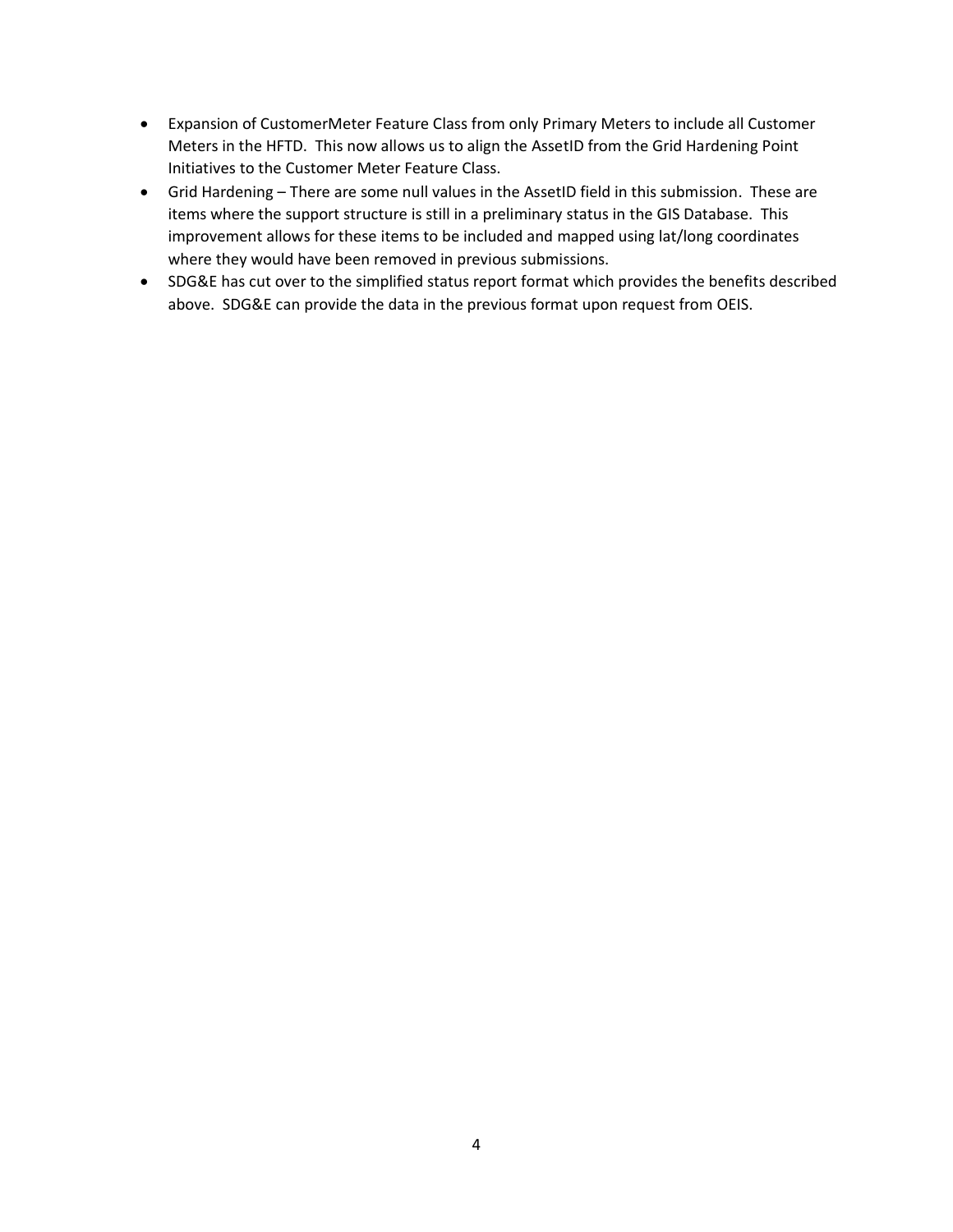- Expansion of CustomerMeter Feature Class from only Primary Meters to include all Customer Meters in the HFTD. This now allows us to align the AssetID from the Grid Hardening Point Initiatives to the Customer Meter Feature Class.
- Grid Hardening – There are some null values in the AssetID field in this submission. These are items where the support structure is still in a preliminary status in the GIS Database. This improvement allows for these items to be included and mapped using lat/long coordinates where they would have been removed in previous submissions.
- SDG&E has cut over to the simplified status report format which provides the benefits described above. SDG&E can provide the data in the previous format upon request from OEIS.